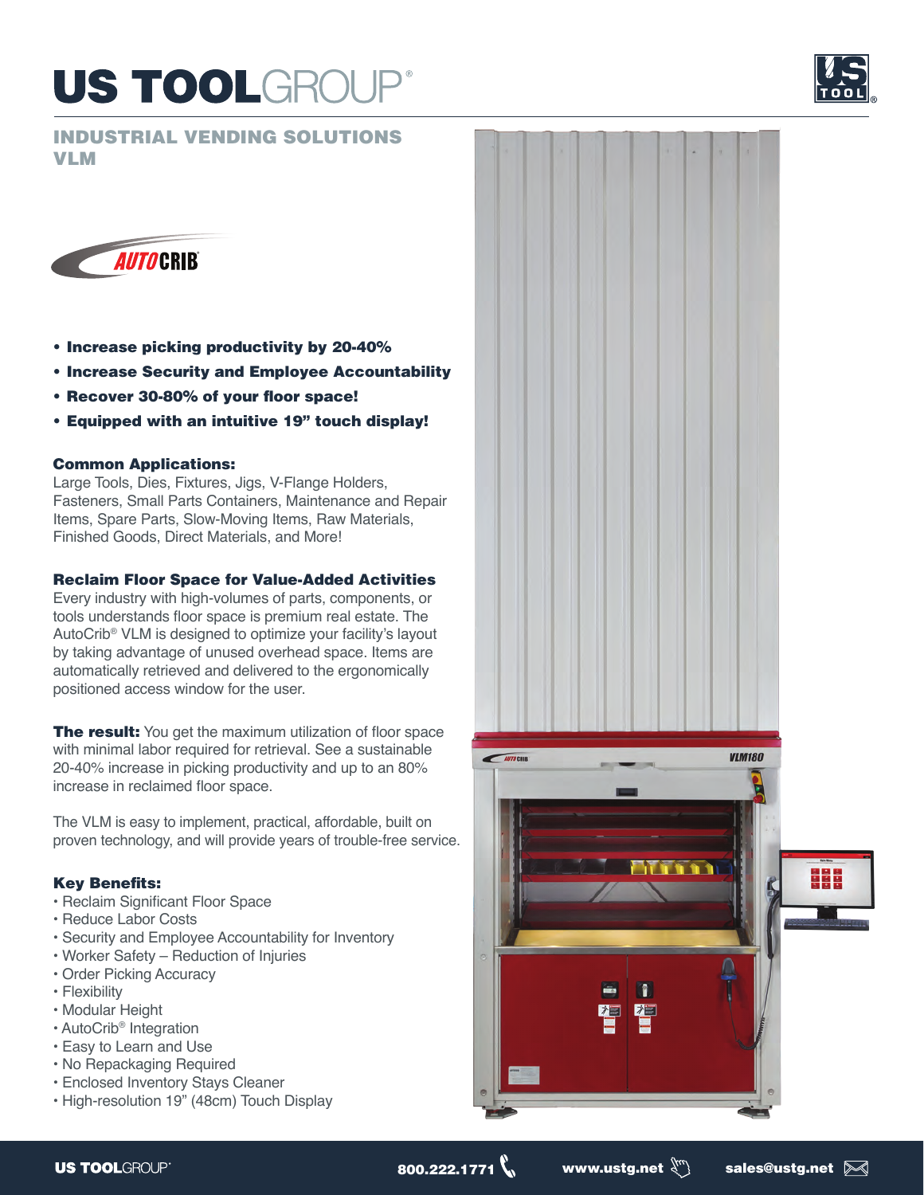# US TOOLGROUP®

## INDUSTRIAL VENDING SOLUTIONS
## VLM

AUTOCRIB®

- **Increase picking productivity by 20-40%**
- **Increase Security and Employee Accountability**
- **Recover 30-80% of your floor space!**
- **Equipped with an intuitive 19" touch display!**

### Common Applications:

Large Tools, Dies, Fixtures, Jigs, V-Flange Holders, Fasteners, Small Parts Containers, Maintenance and Repair Items, Spare Parts, Slow-Moving Items, Raw Materials, Finished Goods, Direct Materials, and More!

### Reclaim Floor Space for Value-Added Activities

Every industry with high-volumes of parts, components, or tools understands floor space is premium real estate. The AutoCrib® VLM is designed to optimize your facility's layout by taking advantage of unused overhead space. Items are automatically retrieved and delivered to the ergonomically positioned access window for the user.

**The result:** You get the maximum utilization of floor space with minimal labor required for retrieval. See a sustainable 20-40% increase in picking productivity and up to an 80% increase in reclaimed floor space.

The VLM is easy to implement, practical, affordable, built on proven technology, and will provide years of trouble-free service.

### Key Benefits:

- Reclaim Significant Floor Space
- Reduce Labor Costs
- Security and Employee Accountability for Inventory
- Worker Safety – Reduction of Injuries
- Order Picking Accuracy
- Flexibility
- Modular Height
- AutoCrib® Integration
- Easy to Learn and Use
- No Repackaging Required
- Enclosed Inventory Stays Cleaner
- High-resolution 19" (48cm) Touch Display

US TOOLGROUP® 800.222.1771 www.ustg.net sales@ustg.net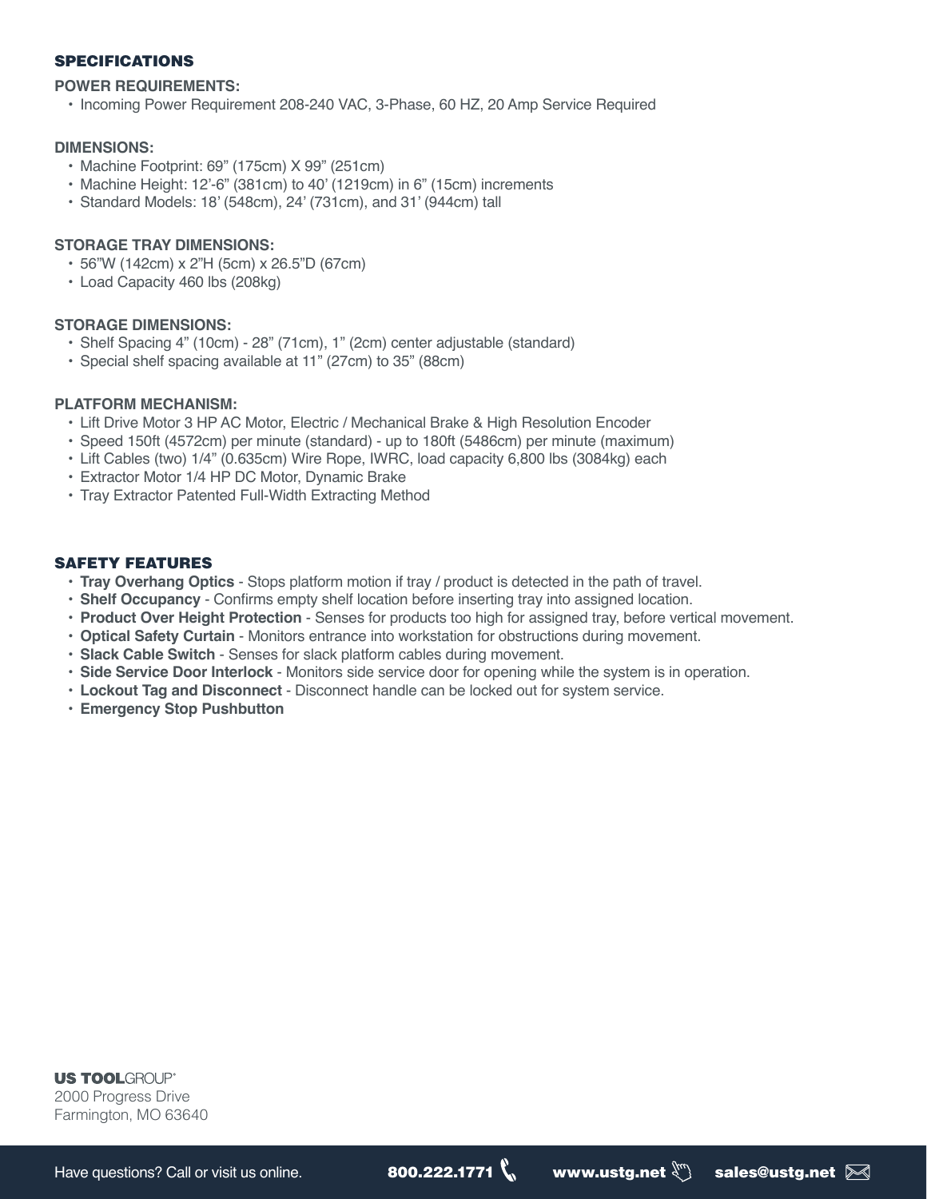## SPECIFICATIONS

### POWER REQUIREMENTS:

- Incoming Power Requirement 208-240 VAC, 3-Phase, 60 HZ, 20 Amp Service Required

### DIMENSIONS:

- Machine Footprint: 69" (175cm) X 99" (251cm)
- Machine Height: 12'-6" (381cm) to 40' (1219cm) in 6" (15cm) increments
- Standard Models: 18' (548cm), 24' (731cm), and 31' (944cm) tall

### STORAGE TRAY DIMENSIONS:

- 56"W (142cm) x 2"H (5cm) x 26.5"D (67cm)
- Load Capacity 460 lbs (208kg)

### STORAGE DIMENSIONS:

- Shelf Spacing 4" (10cm) - 28" (71cm), 1" (2cm) center adjustable (standard)
- Special shelf spacing available at 11" (27cm) to 35" (88cm)

### PLATFORM MECHANISM:

- Lift Drive Motor 3 HP AC Motor, Electric / Mechanical Brake & High Resolution Encoder
- Speed 150ft (4572cm) per minute (standard) - up to 180ft (5486cm) per minute (maximum)
- Lift Cables (two) 1/4" (0.635cm) Wire Rope, IWRC, load capacity 6,800 lbs (3084kg) each
- Extractor Motor 1/4 HP DC Motor, Dynamic Brake
- Tray Extractor Patented Full-Width Extracting Method

## SAFETY FEATURES

- **Tray Overhang Optics** - Stops platform motion if tray / product is detected in the path of travel.
- **Shelf Occupancy** - Confirms empty shelf location before inserting tray into assigned location.
- **Product Over Height Protection** - Senses for products too high for assigned tray, before vertical movement.
- **Optical Safety Curtain** - Monitors entrance into workstation for obstructions during movement.
- **Slack Cable Switch** - Senses for slack platform cables during movement.
- **Side Service Door Interlock** - Monitors side service door for opening while the system is in operation.
- **Lockout Tag and Disconnect** - Disconnect handle can be locked out for system service.
- **Emergency Stop Pushbutton**

**US TOOL**GROUP®
2000 Progress Drive
Farmington, MO 63640

Have questions? Call or visit us online. **800.222.1771** **www.ustg.net** **sales@ustg.net**